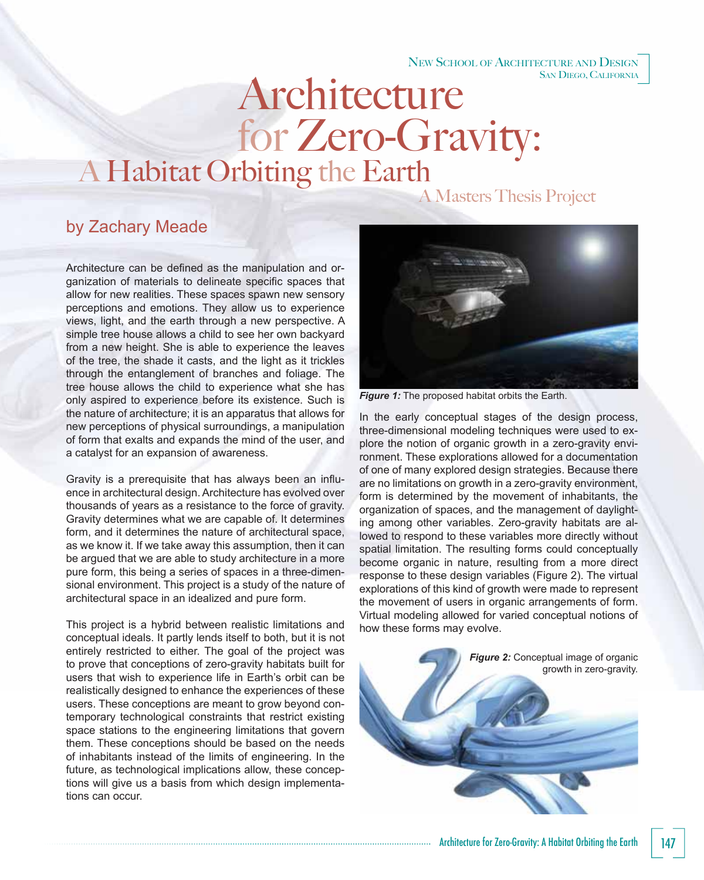New School of Architecture and Design
San Diego, California

# Architecture for Zero-Gravity: A Habitat Orbiting the Earth

## A Masters Thesis Project

### by Zachary Meade

Architecture can be defined as the manipulation and organization of materials to delineate specific spaces that allow for new realities. These spaces spawn new sensory perceptions and emotions. They allow us to experience views, light, and the earth through a new perspective. A simple tree house allows a child to see her own backyard from a new height. She is able to experience the leaves of the tree, the shade it casts, and the light as it trickles through the entanglement of branches and foliage. The tree house allows the child to experience what she has only aspired to experience before its existence. Such is the nature of architecture; it is an apparatus that allows for new perceptions of physical surroundings, a manipulation of form that exalts and expands the mind of the user, and a catalyst for an expansion of awareness.

Gravity is a prerequisite that has always been an influence in architectural design. Architecture has evolved over thousands of years as a resistance to the force of gravity. Gravity determines what we are capable of. It determines form, and it determines the nature of architectural space, as we know it. If we take away this assumption, then it can be argued that we are able to study architecture in a more pure form, this being a series of spaces in a three-dimensional environment. This project is a study of the nature of architectural space in an idealized and pure form.

This project is a hybrid between realistic limitations and conceptual ideals. It partly lends itself to both, but it is not entirely restricted to either. The goal of the project was to prove that conceptions of zero-gravity habitats built for users that wish to experience life in Earth's orbit can be realistically designed to enhance the experiences of these users. These conceptions are meant to grow beyond contemporary technological constraints that restrict existing space stations to the engineering limitations that govern them. These conceptions should be based on the needs of inhabitants instead of the limits of engineering. In the future, as technological implications allow, these conceptions will give us a basis from which design implementations can occur.

***Figure 1:*** The proposed habitat orbits the Earth.

In the early conceptual stages of the design process, three-dimensional modeling techniques were used to explore the notion of organic growth in a zero-gravity environment. These explorations allowed for a documentation of one of many explored design strategies. Because there are no limitations on growth in a zero-gravity environment, form is determined by the movement of inhabitants, the organization of spaces, and the management of daylighting among other variables. Zero-gravity habitats are allowed to respond to these variables more directly without spatial limitation. The resulting forms could conceptually become organic in nature, resulting from a more direct response to these design variables (Figure 2). The virtual explorations of this kind of growth were made to represent the movement of users in organic arrangements of form. Virtual modeling allowed for varied conceptual notions of how these forms may evolve.

***Figure 2:*** Conceptual image of organic growth in zero-gravity.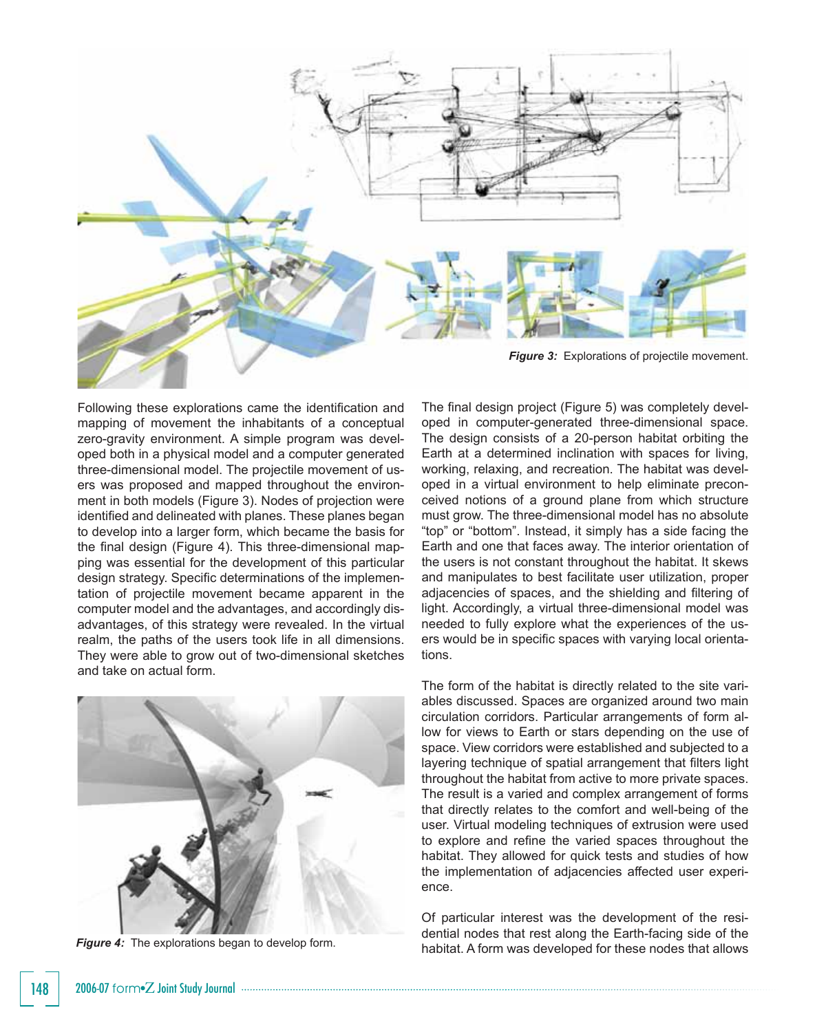*Figure 3:* Explorations of projectile movement.

Following these explorations came the identification and mapping of movement the inhabitants of a conceptual zero-gravity environment. A simple program was developed both in a physical model and a computer generated three-dimensional model. The projectile movement of users was proposed and mapped throughout the environment in both models (Figure 3). Nodes of projection were identified and delineated with planes. These planes began to develop into a larger form, which became the basis for the final design (Figure 4). This three-dimensional mapping was essential for the development of this particular design strategy. Specific determinations of the implementation of projectile movement became apparent in the computer model and the advantages, and accordingly disadvantages, of this strategy were revealed. In the virtual realm, the paths of the users took life in all dimensions. They were able to grow out of two-dimensional sketches and take on actual form.

*Figure 4:* The explorations began to develop form.

The final design project (Figure 5) was completely developed in computer-generated three-dimensional space. The design consists of a 20-person habitat orbiting the Earth at a determined inclination with spaces for living, working, relaxing, and recreation. The habitat was developed in a virtual environment to help eliminate preconceived notions of a ground plane from which structure must grow. The three-dimensional model has no absolute "top" or "bottom". Instead, it simply has a side facing the Earth and one that faces away. The interior orientation of the users is not constant throughout the habitat. It skews and manipulates to best facilitate user utilization, proper adjacencies of spaces, and the shielding and filtering of light. Accordingly, a virtual three-dimensional model was needed to fully explore what the experiences of the users would be in specific spaces with varying local orientations.

The form of the habitat is directly related to the site variables discussed. Spaces are organized around two main circulation corridors. Particular arrangements of form allow for views to Earth or stars depending on the use of space. View corridors were established and subjected to a layering technique of spatial arrangement that filters light throughout the habitat from active to more private spaces. The result is a varied and complex arrangement of forms that directly relates to the comfort and well-being of the user. Virtual modeling techniques of extrusion were used to explore and refine the varied spaces throughout the habitat. They allowed for quick tests and studies of how the implementation of adjacencies affected user experience.

Of particular interest was the development of the residential nodes that rest along the Earth-facing side of the habitat. A form was developed for these nodes that allows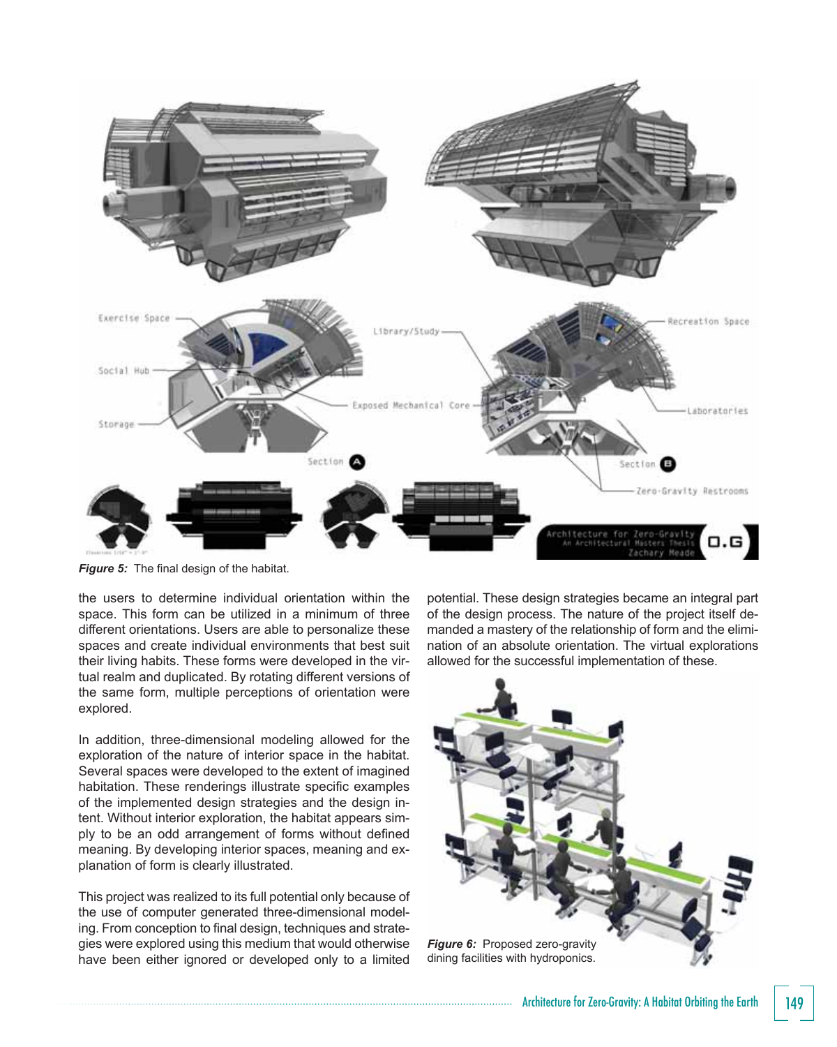*Figure 5:* The final design of the habitat.

the users to determine individual orientation within the space. This form can be utilized in a minimum of three different orientations. Users are able to personalize these spaces and create individual environments that best suit their living habits. These forms were developed in the virtual realm and duplicated. By rotating different versions of the same form, multiple perceptions of orientation were explored.

In addition, three-dimensional modeling allowed for the exploration of the nature of interior space in the habitat. Several spaces were developed to the extent of imagined habitation. These renderings illustrate specific examples of the implemented design strategies and the design intent. Without interior exploration, the habitat appears simply to be an odd arrangement of forms without defined meaning. By developing interior spaces, meaning and explanation of form is clearly illustrated.

This project was realized to its full potential only because of the use of computer generated three-dimensional modeling. From conception to final design, techniques and strategies were explored using this medium that would otherwise have been either ignored or developed only to a limited potential. These design strategies became an integral part of the design process. The nature of the project itself demanded a mastery of the relationship of form and the elimination of an absolute orientation. The virtual explorations allowed for the successful implementation of these.

*Figure 6:* Proposed zero-gravity dining facilities with hydroponics.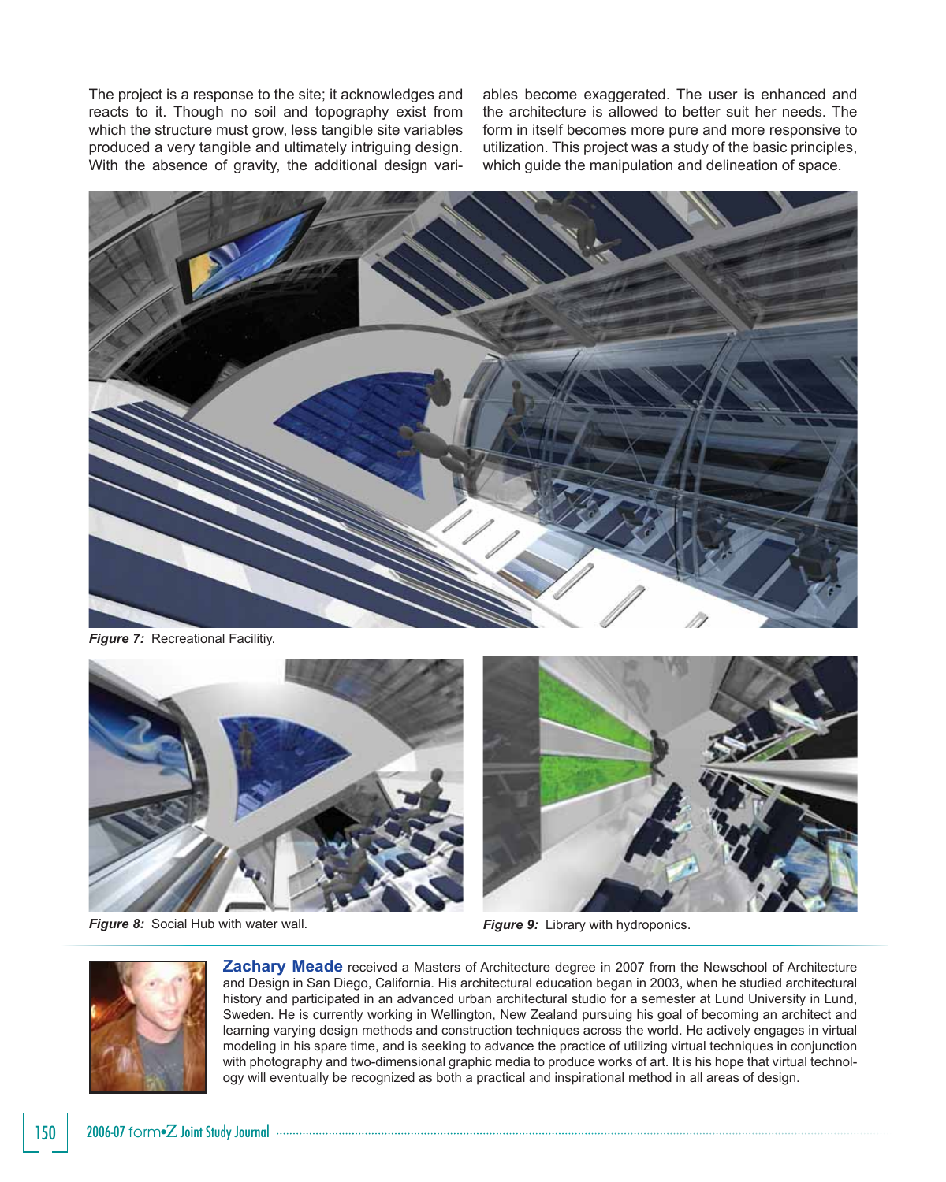The project is a response to the site; it acknowledges and reacts to it. Though no soil and topography exist from which the structure must grow, less tangible site variables produced a very tangible and ultimately intriguing design. With the absence of gravity, the additional design variables become exaggerated. The user is enhanced and the architecture is allowed to better suit her needs. The form in itself becomes more pure and more responsive to utilization. This project was a study of the basic principles, which guide the manipulation and delineation of space.

***Figure 7:*** Recreational Facilitiy.

***Figure 8:*** Social Hub with water wall.

***Figure 9:*** Library with hydroponics.

**Zachary Meade** received a Masters of Architecture degree in 2007 from the Newschool of Architecture and Design in San Diego, California. His architectural education began in 2003, when he studied architectural history and participated in an advanced urban architectural studio for a semester at Lund University in Lund, Sweden. He is currently working in Wellington, New Zealand pursuing his goal of becoming an architect and learning varying design methods and construction techniques across the world. He actively engages in virtual modeling in his spare time, and is seeking to advance the practice of utilizing virtual techniques in conjunction with photography and two-dimensional graphic media to produce works of art. It is his hope that virtual technology will eventually be recognized as both a practical and inspirational method in all areas of design.